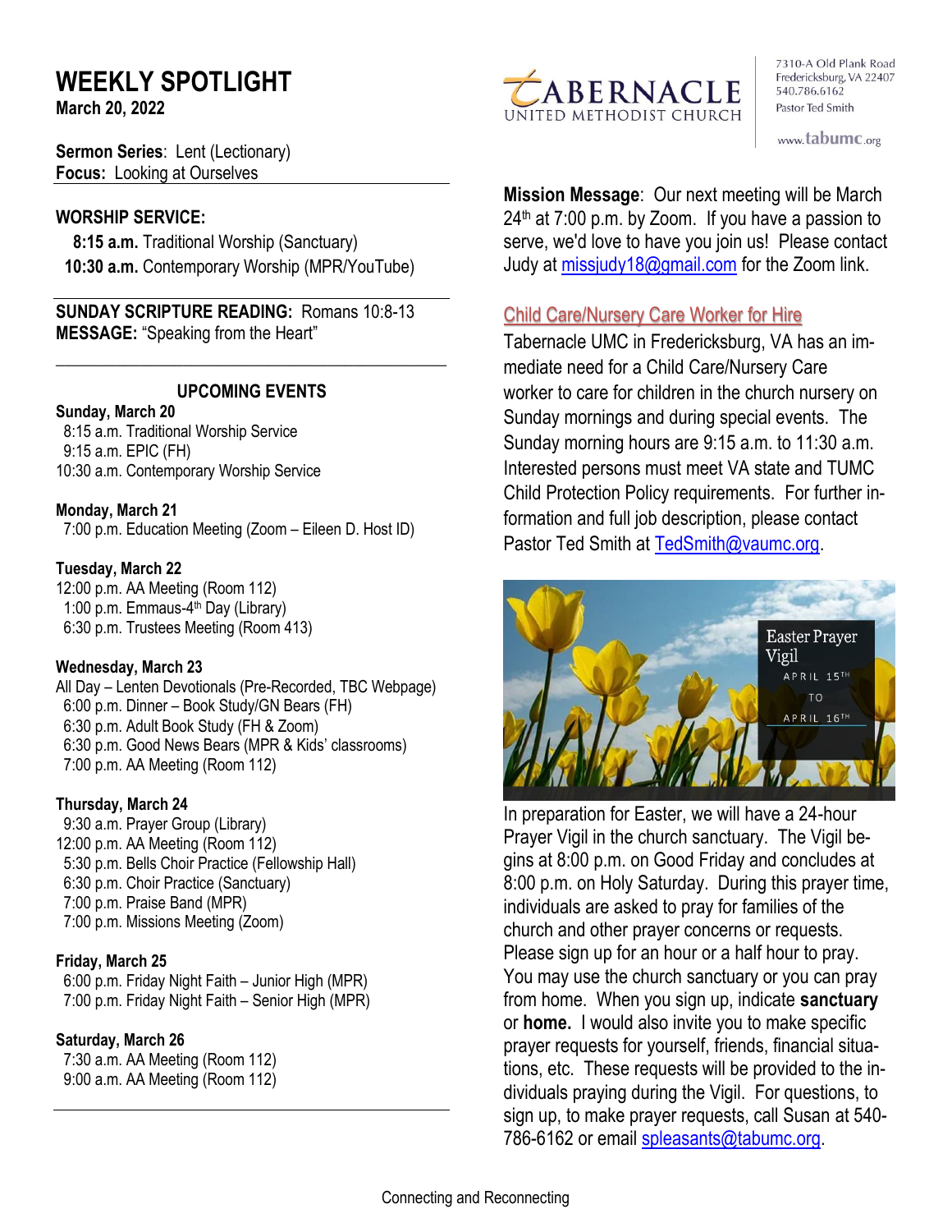# WEEKLY SPOTLIGHT

**March 20, 2022**

TABERNACLE UNITED METHODIST CHURCH

7310-A Old Plank Road
Fredericksburg, VA 22407
540.786.6162
Pastor Ted Smith

www.tabumc.org

**Sermon Series**: Lent (Lectionary)
**Focus:** Looking at Ourselves

**WORSHIP SERVICE:**

**8:15 a.m.** Traditional Worship (Sanctuary)
**10:30 a.m.** Contemporary Worship (MPR/YouTube)

**SUNDAY SCRIPTURE READING:** Romans 10:8-13
**MESSAGE:** "Speaking from the Heart"

## UPCOMING EVENTS

**Sunday, March 20**
8:15 a.m. Traditional Worship Service
9:15 a.m. EPIC (FH)
10:30 a.m. Contemporary Worship Service

**Monday, March 21**
7:00 p.m. Education Meeting (Zoom – Eileen D. Host ID)

**Tuesday, March 22**
12:00 p.m. AA Meeting (Room 112)
1:00 p.m. Emmaus-4th Day (Library)
6:30 p.m. Trustees Meeting (Room 413)

**Wednesday, March 23**
All Day – Lenten Devotionals (Pre-Recorded, TBC Webpage)
6:00 p.m. Dinner – Book Study/GN Bears (FH)
6:30 p.m. Adult Book Study (FH & Zoom)
6:30 p.m. Good News Bears (MPR & Kids' classrooms)
7:00 p.m. AA Meeting (Room 112)

**Thursday, March 24**
9:30 a.m. Prayer Group (Library)
12:00 p.m. AA Meeting (Room 112)
5:30 p.m. Bells Choir Practice (Fellowship Hall)
6:30 p.m. Choir Practice (Sanctuary)
7:00 p.m. Praise Band (MPR)
7:00 p.m. Missions Meeting (Zoom)

**Friday, March 25**
6:00 p.m. Friday Night Faith – Junior High (MPR)
7:00 p.m. Friday Night Faith – Senior High (MPR)

**Saturday, March 26**
7:30 a.m. AA Meeting (Room 112)
9:00 a.m. AA Meeting (Room 112)

**Mission Message**: Our next meeting will be March 24th at 7:00 p.m. by Zoom. If you have a passion to serve, we'd love to have you join us! Please contact Judy at missjudy18@gmail.com for the Zoom link.

## Child Care/Nursery Care Worker for Hire

Tabernacle UMC in Fredericksburg, VA has an immediate need for a Child Care/Nursery Care worker to care for children in the church nursery on Sunday mornings and during special events. The Sunday morning hours are 9:15 a.m. to 11:30 a.m. Interested persons must meet VA state and TUMC Child Protection Policy requirements. For further information and full job description, please contact Pastor Ted Smith at TedSmith@vaumc.org.

Easter Prayer Vigil
APRIL 15TH
TO
APRIL 16TH

In preparation for Easter, we will have a 24-hour Prayer Vigil in the church sanctuary. The Vigil begins at 8:00 p.m. on Good Friday and concludes at 8:00 p.m. on Holy Saturday. During this prayer time, individuals are asked to pray for families of the church and other prayer concerns or requests. Please sign up for an hour or a half hour to pray. You may use the church sanctuary or you can pray from home. When you sign up, indicate **sanctuary** or **home.** I would also invite you to make specific prayer requests for yourself, friends, financial situations, etc. These requests will be provided to the individuals praying during the Vigil. For questions, to sign up, to make prayer requests, call Susan at 540-786-6162 or email spleasants@tabumc.org.

Connecting and Reconnecting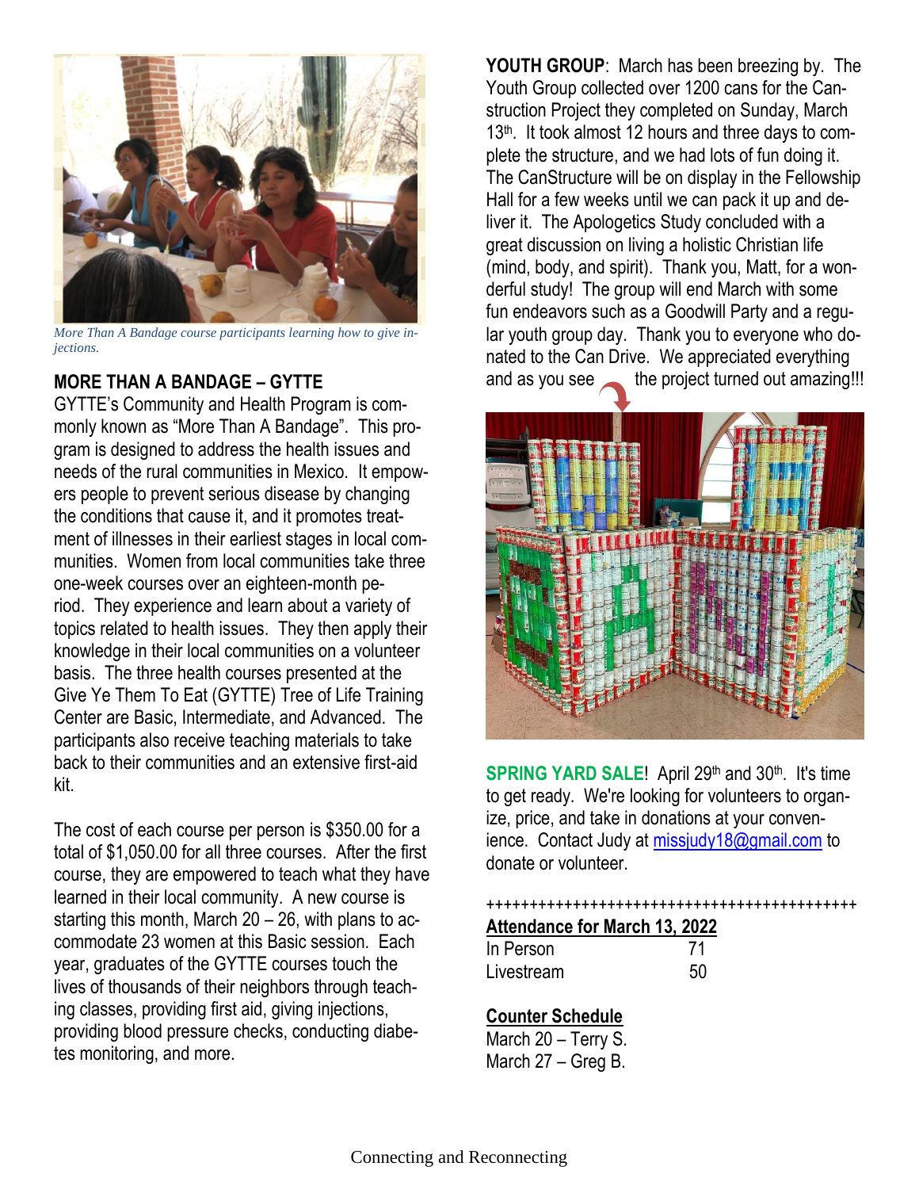*More Than A Bandage course participants learning how to give injections.*

## MORE THAN A BANDAGE – GYTTE

GYTTE's Community and Health Program is commonly known as "More Than A Bandage". This program is designed to address the health issues and needs of the rural communities in Mexico. It empowers people to prevent serious disease by changing the conditions that cause it, and it promotes treatment of illnesses in their earliest stages in local communities. Women from local communities take three one-week courses over an eighteen-month period. They experience and learn about a variety of topics related to health issues. They then apply their knowledge in their local communities on a volunteer basis. The three health courses presented at the Give Ye Them To Eat (GYTTE) Tree of Life Training Center are Basic, Intermediate, and Advanced. The participants also receive teaching materials to take back to their communities and an extensive first-aid kit.

The cost of each course per person is $350.00 for a total of $1,050.00 for all three courses. After the first course, they are empowered to teach what they have learned in their local community. A new course is starting this month, March 20 – 26, with plans to accommodate 23 women at this Basic session. Each year, graduates of the GYTTE courses touch the lives of thousands of their neighbors through teaching classes, providing first aid, giving injections, providing blood pressure checks, conducting diabetes monitoring, and more.

**YOUTH GROUP**: March has been breezing by. The Youth Group collected over 1200 cans for the Canstruction Project they completed on Sunday, March 13th. It took almost 12 hours and three days to complete the structure, and we had lots of fun doing it. The CanStructure will be on display in the Fellowship Hall for a few weeks until we can pack it up and deliver it. The Apologetics Study concluded with a great discussion on living a holistic Christian life (mind, body, and spirit). Thank you, Matt, for a wonderful study! The group will end March with some fun endeavors such as a Goodwill Party and a regular youth group day. Thank you to everyone who donated to the Can Drive. We appreciated everything and as you see the project turned out amazing!!!

**SPRING YARD SALE**! April 29th and 30th. It's time to get ready. We're looking for volunteers to organize, price, and take in donations at your convenience. Contact Judy at missjudy18@gmail.com to donate or volunteer.

++++++++++++++++++++++++++++++++++++++++++++

**Attendance for March 13, 2022**

| | |
|---|---|
| In Person | 71 |
| Livestream | 50 |

**Counter Schedule**

March 20 – Terry S.
March 27 – Greg B.